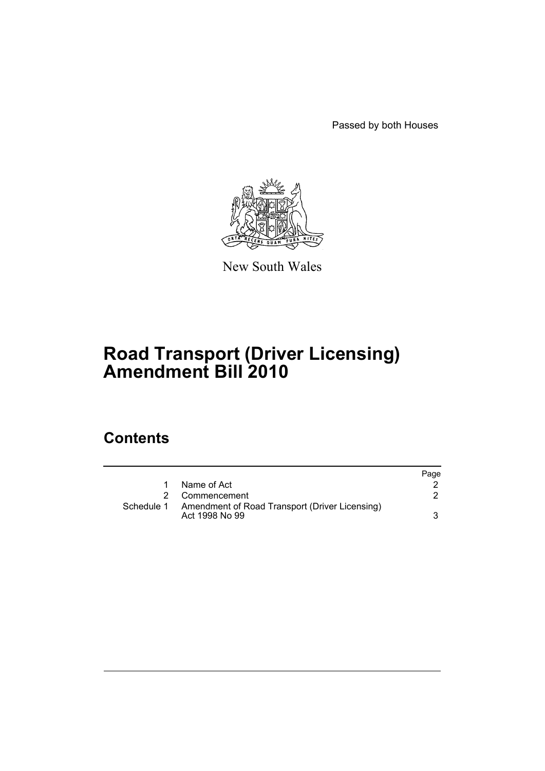Passed by both Houses

New South Wales

# Road Transport (Driver Licensing) Amendment Bill 2010

## Contents

| | | Page |
|---|---|---|
| 1 | Name of Act | 2 |
| 2 | Commencement | 2 |
| Schedule 1 | Amendment of Road Transport (Driver Licensing) Act 1998 No 99 | 3 |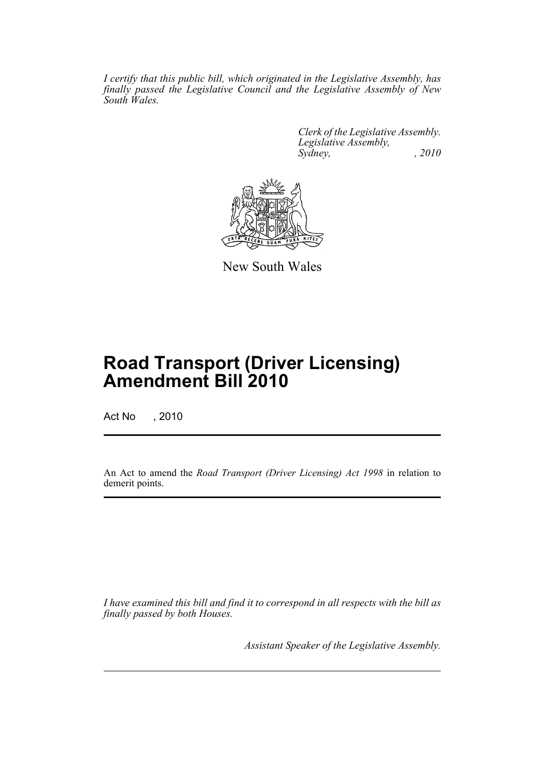*I certify that this public bill, which originated in the Legislative Assembly, has finally passed the Legislative Council and the Legislative Assembly of New South Wales.*

*Clerk of the Legislative Assembly.*
*Legislative Assembly,*
*Sydney, , 2010*

New South Wales

# Road Transport (Driver Licensing) Amendment Bill 2010

Act No , 2010

An Act to amend the *Road Transport (Driver Licensing) Act 1998* in relation to demerit points.

*I have examined this bill and find it to correspond in all respects with the bill as finally passed by both Houses.*

*Assistant Speaker of the Legislative Assembly.*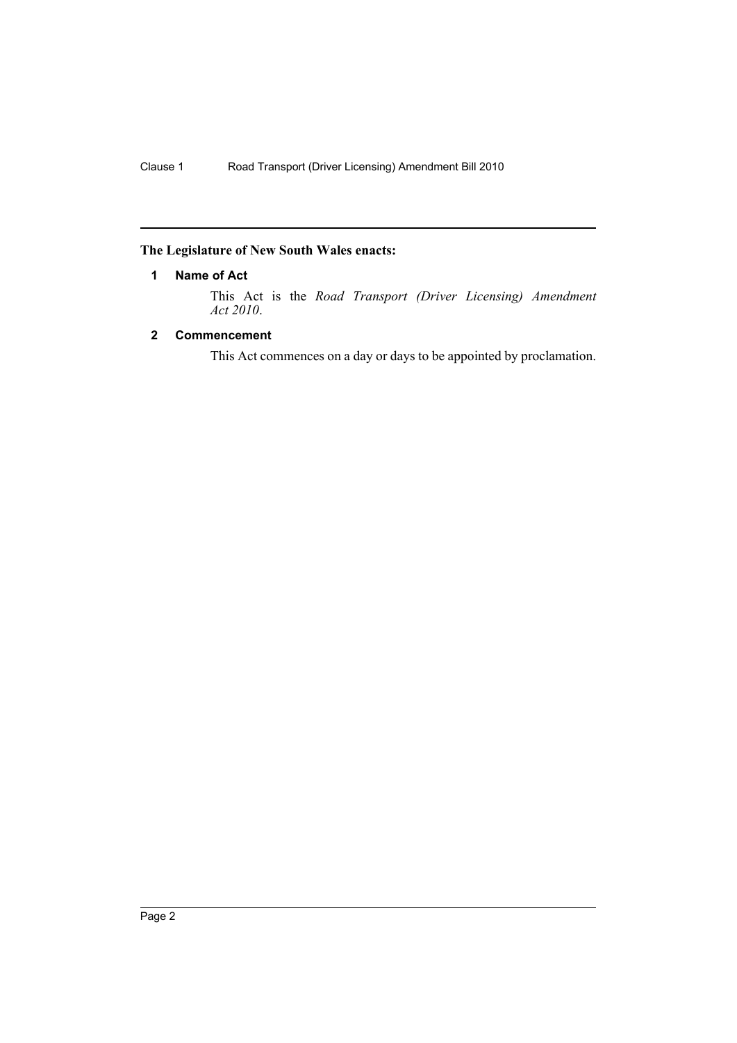**The Legislature of New South Wales enacts:**

### 1 Name of Act

This Act is the *Road Transport (Driver Licensing) Amendment Act 2010*.

### 2 Commencement

This Act commences on a day or days to be appointed by proclamation.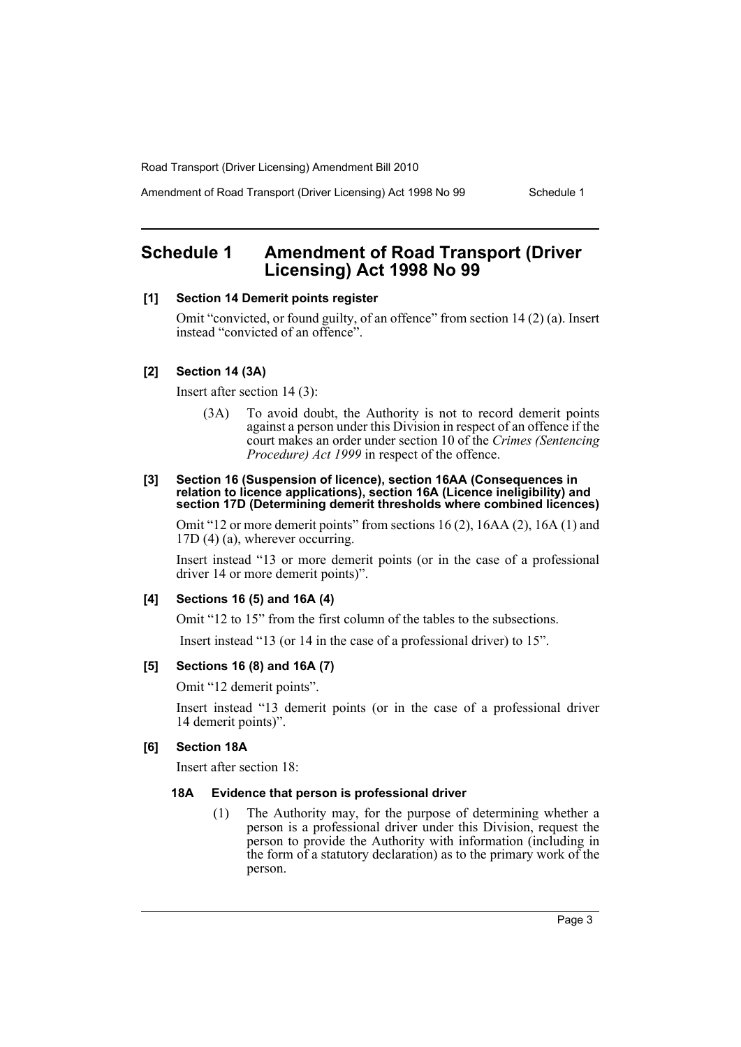# Schedule 1 Amendment of Road Transport (Driver Licensing) Act 1998 No 99

**[1] Section 14 Demerit points register**

Omit "convicted, or found guilty, of an offence" from section 14 (2) (a). Insert instead "convicted of an offence".

**[2] Section 14 (3A)**

Insert after section 14 (3):

> (3A) To avoid doubt, the Authority is not to record demerit points against a person under this Division in respect of an offence if the court makes an order under section 10 of the *Crimes (Sentencing Procedure) Act 1999* in respect of the offence.

**[3] Section 16 (Suspension of licence), section 16AA (Consequences in relation to licence applications), section 16A (Licence ineligibility) and section 17D (Determining demerit thresholds where combined licences)**

Omit "12 or more demerit points" from sections 16 (2), 16AA (2), 16A (1) and 17D (4) (a), wherever occurring.

Insert instead "13 or more demerit points (or in the case of a professional driver 14 or more demerit points)".

**[4] Sections 16 (5) and 16A (4)**

Omit "12 to 15" from the first column of the tables to the subsections.

Insert instead "13 (or 14 in the case of a professional driver) to 15".

**[5] Sections 16 (8) and 16A (7)**

Omit "12 demerit points".

Insert instead "13 demerit points (or in the case of a professional driver 14 demerit points)".

**[6] Section 18A**

Insert after section 18:

> **18A Evidence that person is professional driver**
>
> (1) The Authority may, for the purpose of determining whether a person is a professional driver under this Division, request the person to provide the Authority with information (including in the form of a statutory declaration) as to the primary work of the person.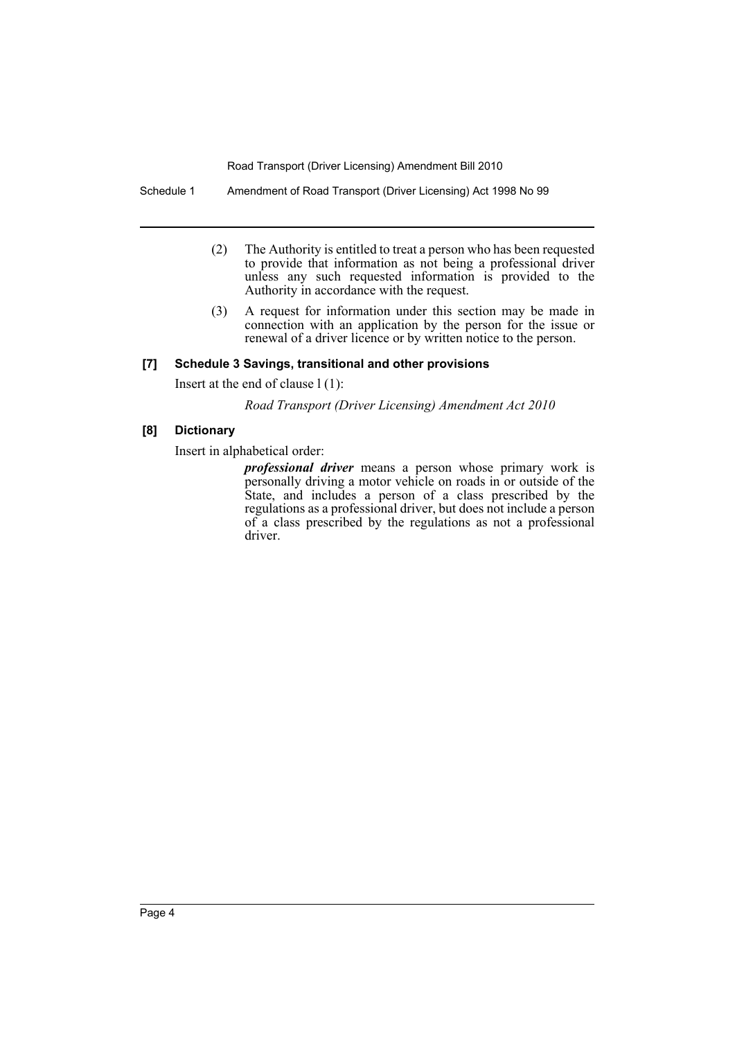(2) The Authority is entitled to treat a person who has been requested to provide that information as not being a professional driver unless any such requested information is provided to the Authority in accordance with the request.

(3) A request for information under this section may be made in connection with an application by the person for the issue or renewal of a driver licence or by written notice to the person.

### [7] Schedule 3 Savings, transitional and other provisions

Insert at the end of clause l (1):

*Road Transport (Driver Licensing) Amendment Act 2010*

### [8] Dictionary

Insert in alphabetical order:

***professional driver*** means a person whose primary work is personally driving a motor vehicle on roads in or outside of the State, and includes a person of a class prescribed by the regulations as a professional driver, but does not include a person of a class prescribed by the regulations as not a professional driver.